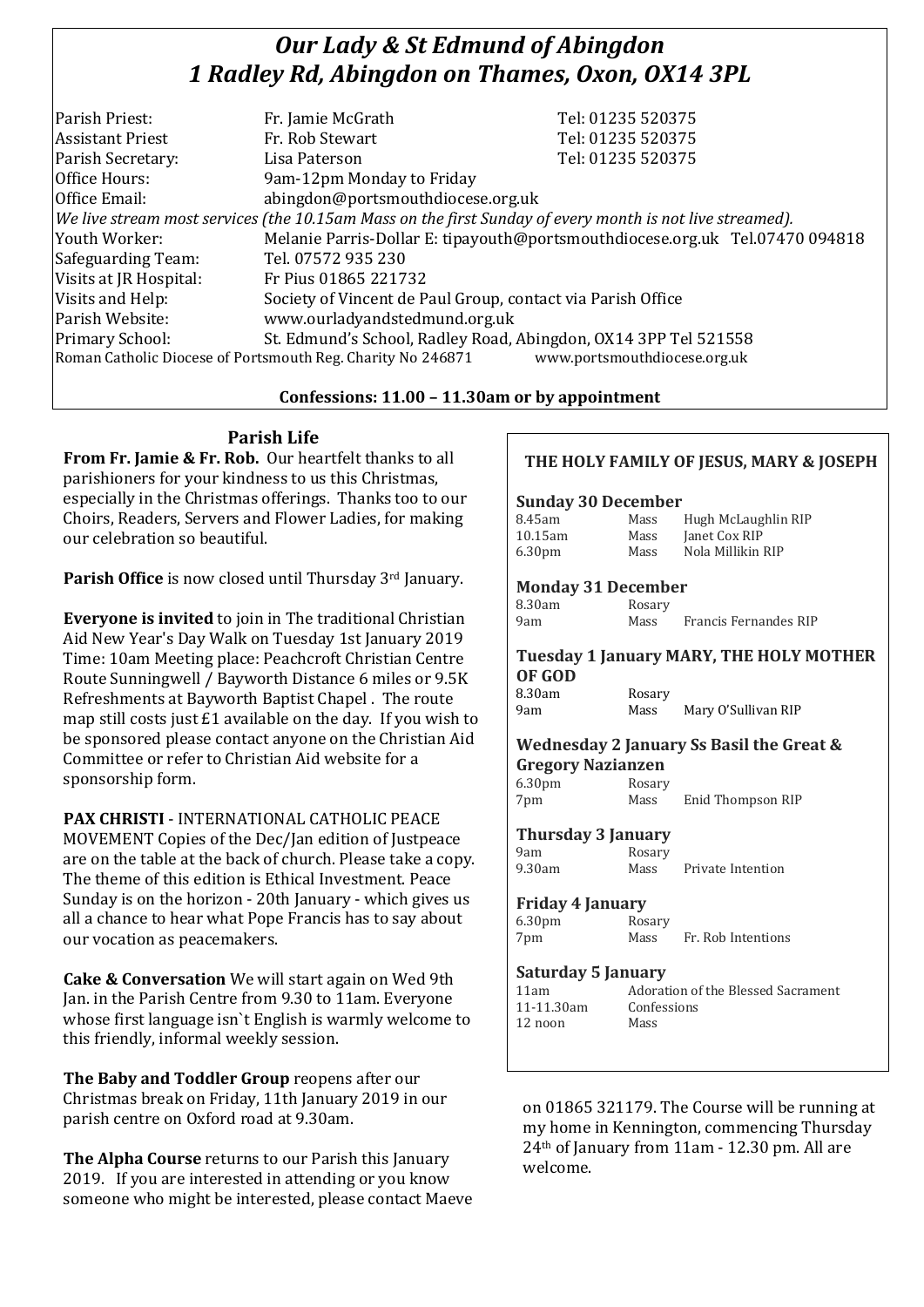# *Our Lady & St Edmund of Abingdon*
## *1 Radley Rd, Abingdon on Thames, Oxon, OX14 3PL*

| | | |
|---|---|---|
| Parish Priest: | Fr. Jamie McGrath | Tel: 01235 520375 |
| Assistant Priest | Fr. Rob Stewart | Tel: 01235 520375 |
| Parish Secretary: | Lisa Paterson | Tel: 01235 520375 |
| Office Hours: | 9am-12pm Monday to Friday | |
| Office Email: | abingdon@portsmouthdiocese.org.uk | |

*We live stream most services (the 10.15am Mass on the first Sunday of every month is not live streamed).*

| | |
|---|---|
| Youth Worker: | Melanie Parris-Dollar E: tipayouth@portsmouthdiocese.org.uk Tel.07470 094818 |
| Safeguarding Team: | Tel. 07572 935 230 |
| Visits at JR Hospital: | Fr Pius 01865 221732 |
| Visits and Help: | Society of Vincent de Paul Group, contact via Parish Office |
| Parish Website: | www.ourladyandstedmund.org.uk |
| Primary School: | St. Edmund's School, Radley Road, Abingdon, OX14 3PP Tel 521558 |

Roman Catholic Diocese of Portsmouth Reg. Charity No 246871 www.portsmouthdiocese.org.uk

**Confessions: 11.00 – 11.30am or by appointment**

### Parish Life

**From Fr. Jamie & Fr. Rob.** Our heartfelt thanks to all parishioners for your kindness to us this Christmas, especially in the Christmas offerings. Thanks too to our Choirs, Readers, Servers and Flower Ladies, for making our celebration so beautiful.

**Parish Office** is now closed until Thursday 3rd January.

**Everyone is invited** to join in The traditional Christian Aid New Year's Day Walk on Tuesday 1st January 2019 Time: 10am Meeting place: Peachcroft Christian Centre Route Sunningwell / Bayworth Distance 6 miles or 9.5K Refreshments at Bayworth Baptist Chapel . The route map still costs just £1 available on the day. If you wish to be sponsored please contact anyone on the Christian Aid Committee or refer to Christian Aid website for a sponsorship form.

**PAX CHRISTI** - INTERNATIONAL CATHOLIC PEACE MOVEMENT Copies of the Dec/Jan edition of Justpeace are on the table at the back of church. Please take a copy. The theme of this edition is Ethical Investment. Peace Sunday is on the horizon - 20th January - which gives us all a chance to hear what Pope Francis has to say about our vocation as peacemakers.

**Cake & Conversation** We will start again on Wed 9th Jan. in the Parish Centre from 9.30 to 11am. Everyone whose first language isn`t English is warmly welcome to this friendly, informal weekly session.

**The Baby and Toddler Group** reopens after our Christmas break on Friday, 11th January 2019 in our parish centre on Oxford road at 9.30am.

**The Alpha Course** returns to our Parish this January 2019. If you are interested in attending or you know someone who might be interested, please contact Maeve on 01865 321179. The Course will be running at my home in Kennington, commencing Thursday 24th of January from 11am - 12.30 pm. All are welcome.

### THE HOLY FAMILY OF JESUS, MARY & JOSEPH

**Sunday 30 December**

| | | |
|---|---|---|
| 8.45am | Mass | Hugh McLaughlin RIP |
| 10.15am | Mass | Janet Cox RIP |
| 6.30pm | Mass | Nola Millikin RIP |

**Monday 31 December**

| | | |
|---|---|---|
| 8.30am | Rosary | |
| 9am | Mass | Francis Fernandes RIP |

**Tuesday 1 January MARY, THE HOLY MOTHER OF GOD**

| | | |
|---|---|---|
| 8.30am | Rosary | |
| 9am | Mass | Mary O'Sullivan RIP |

**Wednesday 2 January Ss Basil the Great & Gregory Nazianzen**

| | | |
|---|---|---|
| 6.30pm | Rosary | |
| 7pm | Mass | Enid Thompson RIP |

**Thursday 3 January**

| | | |
|---|---|---|
| 9am | Rosary | |
| 9.30am | Mass | Private Intention |

**Friday 4 January**

| | | |
|---|---|---|
| 6.30pm | Rosary | |
| 7pm | Mass | Fr. Rob Intentions |

**Saturday 5 January**

| | |
|---|---|
| 11am | Adoration of the Blessed Sacrament |
| 11-11.30am | Confessions |
| 12 noon | Mass |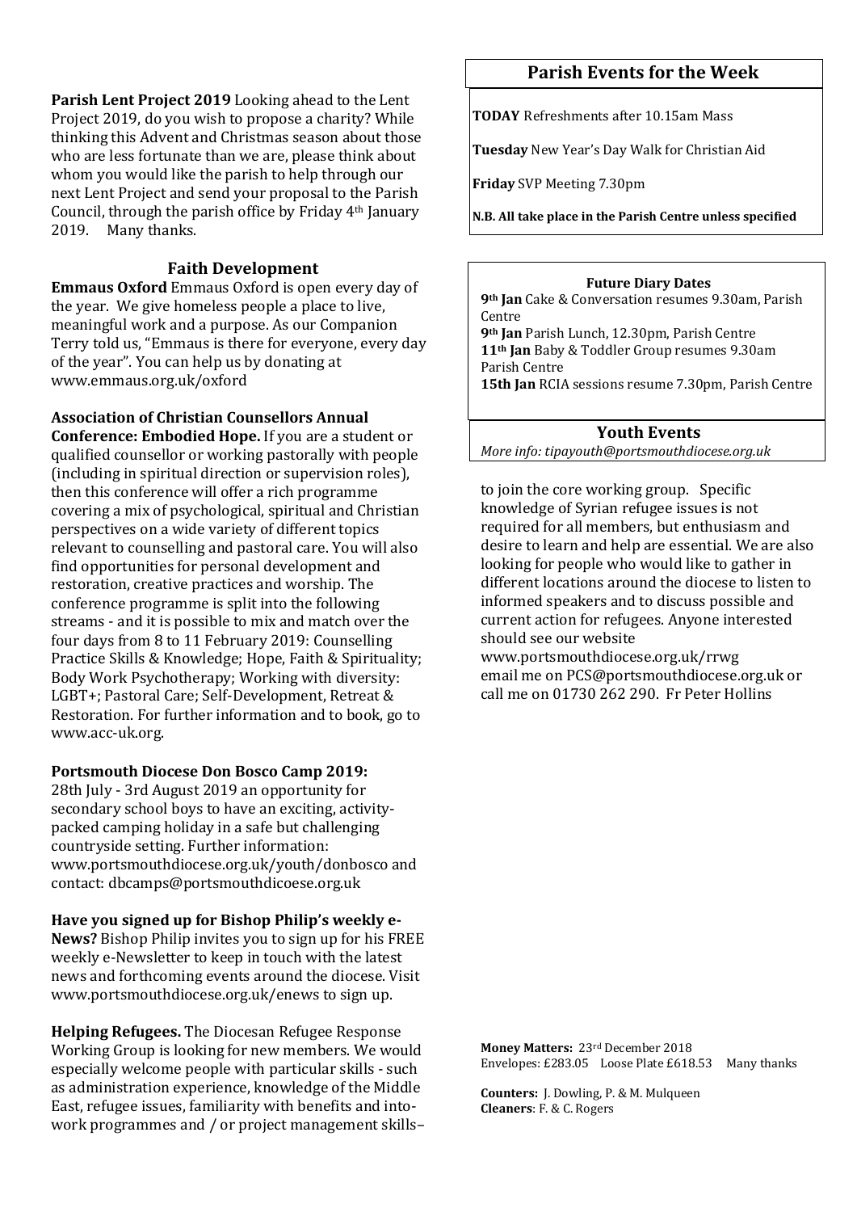**Parish Lent Project 2019** Looking ahead to the Lent Project 2019, do you wish to propose a charity? While thinking this Advent and Christmas season about those who are less fortunate than we are, please think about whom you would like the parish to help through our next Lent Project and send your proposal to the Parish Council, through the parish office by Friday 4th January 2019. Many thanks.

## Faith Development

**Emmaus Oxford** Emmaus Oxford is open every day of the year. We give homeless people a place to live, meaningful work and a purpose. As our Companion Terry told us, "Emmaus is there for everyone, every day of the year". You can help us by donating at www.emmaus.org.uk/oxford

**Association of Christian Counsellors Annual Conference: Embodied Hope.** If you are a student or qualified counsellor or working pastorally with people (including in spiritual direction or supervision roles), then this conference will offer a rich programme covering a mix of psychological, spiritual and Christian perspectives on a wide variety of different topics relevant to counselling and pastoral care. You will also find opportunities for personal development and restoration, creative practices and worship. The conference programme is split into the following streams - and it is possible to mix and match over the four days from 8 to 11 February 2019: Counselling Practice Skills & Knowledge; Hope, Faith & Spirituality; Body Work Psychotherapy; Working with diversity: LGBT+; Pastoral Care; Self-Development, Retreat & Restoration. For further information and to book, go to www.acc-uk.org.

**Portsmouth Diocese Don Bosco Camp 2019:** 28th July - 3rd August 2019 an opportunity for secondary school boys to have an exciting, activity-packed camping holiday in a safe but challenging countryside setting. Further information: www.portsmouthdiocese.org.uk/youth/donbosco and contact: dbcamps@portsmouthdicoese.org.uk

**Have you signed up for Bishop Philip's weekly e-News?** Bishop Philip invites you to sign up for his FREE weekly e-Newsletter to keep in touch with the latest news and forthcoming events around the diocese. Visit www.portsmouthdiocese.org.uk/enews to sign up.

**Helping Refugees.** The Diocesan Refugee Response Working Group is looking for new members. We would especially welcome people with particular skills - such as administration experience, knowledge of the Middle East, refugee issues, familiarity with benefits and into-work programmes and / or project management skills– to join the core working group. Specific knowledge of Syrian refugee issues is not required for all members, but enthusiasm and desire to learn and help are essential. We are also looking for people who would like to gather in different locations around the diocese to listen to informed speakers and to discuss possible and current action for refugees. Anyone interested should see our website www.portsmouthdiocese.org.uk/rrwg email me on PCS@portsmouthdiocese.org.uk or call me on 01730 262 290. Fr Peter Hollins

## Parish Events for the Week

**TODAY** Refreshments after 10.15am Mass

**Tuesday** New Year's Day Walk for Christian Aid

**Friday** SVP Meeting 7.30pm

**N.B. All take place in the Parish Centre unless specified**

**Future Diary Dates**

**9th Jan** Cake & Conversation resumes 9.30am, Parish Centre
**9th Jan** Parish Lunch, 12.30pm, Parish Centre
**11th Jan** Baby & Toddler Group resumes 9.30am Parish Centre
**15th Jan** RCIA sessions resume 7.30pm, Parish Centre

## Youth Events

*More info: tipayouth@portsmouthdiocese.org.uk*

**Money Matters:** 23rd December 2018
Envelopes: £283.05 Loose Plate £618.53 Many thanks

**Counters:** J. Dowling, P. & M. Mulqueen
**Cleaners**: F. & C. Rogers